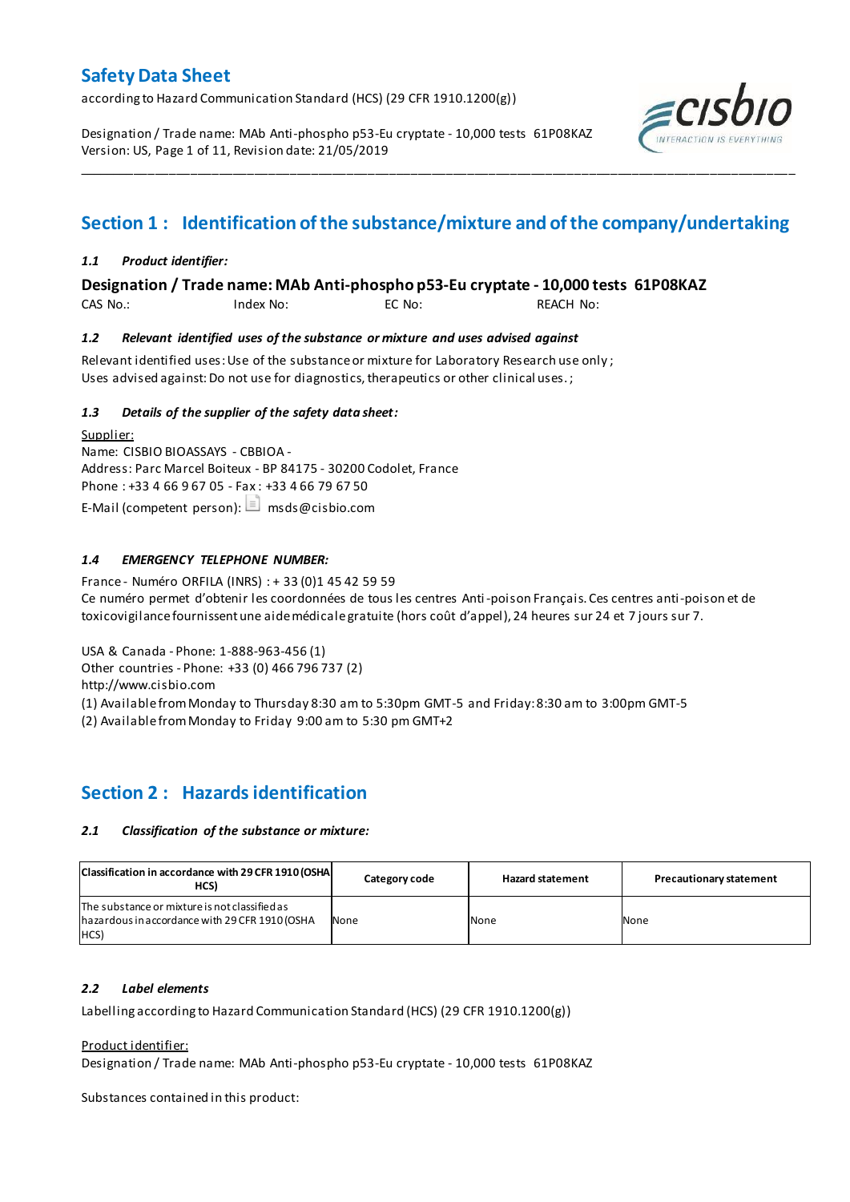# Safety Data Sheet

according to Hazard Communication Standard (HCS) (29 CFR 1910.1200(g))

Designation / Trade name: MAb Anti-phospho p53-Eu cryptate - 10,000 tests 61P08KAZ
Version: US, Page 1 of 11, Revision date: 21/05/2019

## Section 1 : Identification of the substance/mixture and of the company/undertaking

### *1.1 Product identifier:*

**Designation / Trade name: MAb Anti-phospho p53-Eu cryptate - 10,000 tests 61P08KAZ**

CAS No.: Index No: EC No: REACH No:

### *1.2 Relevant identified uses of the substance or mixture and uses advised against*

Relevant identified uses: Use of the substance or mixture for Laboratory Research use only ;
Uses advised against: Do not use for diagnostics, therapeutics or other clinical uses. ;

### *1.3 Details of the supplier of the safety data sheet:*

Supplier:
Name: CISBIO BIOASSAYS - CBBIOA -
Address: Parc Marcel Boiteux - BP 84175 - 30200 Codolet, France
Phone : +33 4 66 9 67 05 - Fax : +33 4 66 79 67 50
E-Mail (competent person): msds@cisbio.com

### *1.4 EMERGENCY TELEPHONE NUMBER:*

France - Numéro ORFILA (INRS) : + 33 (0)1 45 42 59 59
Ce numéro permet d'obtenir les coordonnées de tous les centres Anti-poison Français. Ces centres anti-poison et de toxicovigilance fournissent une aide médicale gratuite (hors coût d'appel), 24 heures sur 24 et 7 jours sur 7.

USA & Canada - Phone: 1-888-963-456 (1)
Other countries - Phone: +33 (0) 466 796 737 (2)
http://www.cisbio.com
(1) Available from Monday to Thursday 8:30 am to 5:30pm GMT-5 and Friday: 8:30 am to 3:00pm GMT-5
(2) Available from Monday to Friday 9:00 am to 5:30 pm GMT+2

## Section 2 : Hazards identification

### *2.1 Classification of the substance or mixture:*

| Classification in accordance with 29 CFR 1910 (OSHA HCS) | Category code | Hazard statement | Precautionary statement |
|---|---|---|---|
| The substance or mixture is not classified as hazardous in accordance with 29 CFR 1910 (OSHA HCS) | None | None | None |

### *2.2 Label elements*

Labelling according to Hazard Communication Standard (HCS) (29 CFR 1910.1200(g))

Product identifier:
Designation / Trade name: MAb Anti-phospho p53-Eu cryptate - 10,000 tests 61P08KAZ

Substances contained in this product: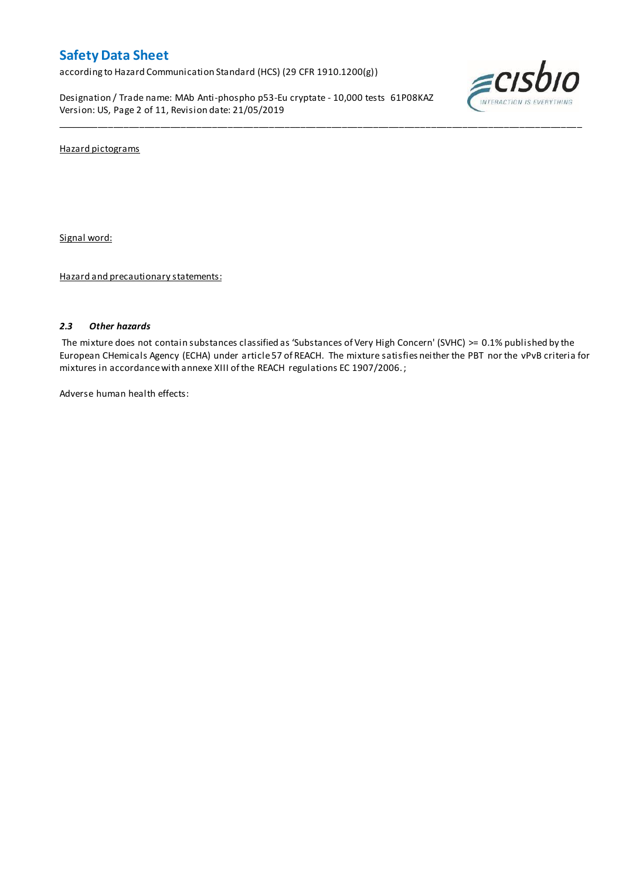Hazard pictograms

Signal word:

Hazard and precautionary statements:

### *2.3 Other hazards*

The mixture does not contain substances classified as 'Substances of Very High Concern' (SVHC) >= 0.1% published by the European CHemicals Agency (ECHA) under article 57 of REACH. The mixture satisfies neither the PBT nor the vPvB criteria for mixtures in accordance with annexe XIII of the REACH regulations EC 1907/2006. ;

Adverse human health effects: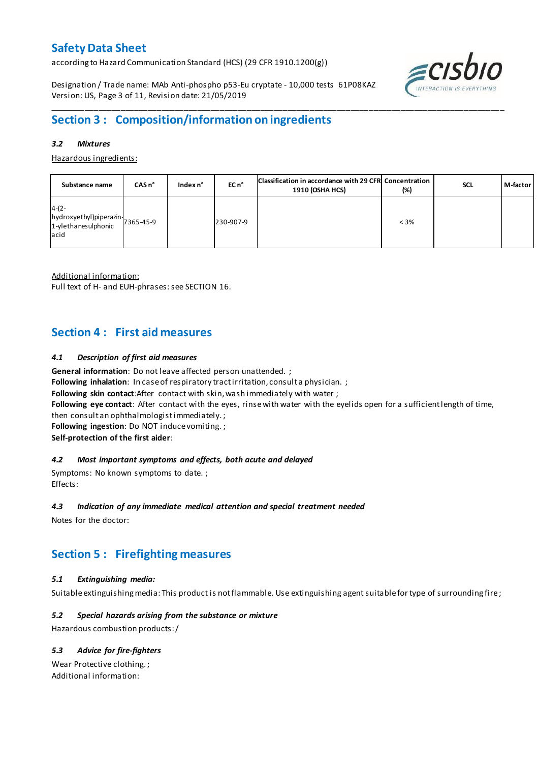## Section 3 : Composition/information on ingredients

### *3.2 Mixtures*

Hazardous ingredients:

| Substance name | CAS n° | Index n° | EC n° | Classification in accordance with 29 CFR 1910 (OSHA HCS) | Concentration (%) | SCL | M-factor |
|---|---|---|---|---|---|---|---|
| 4-(2-hydroxyethyl)piperazin-1-ylethanesulphonic acid | 7365-45-9 | | 230-907-9 | | < 3% | | |

Additional information:
Full text of H- and EUH-phrases: see SECTION 16.

## Section 4 : First aid measures

### *4.1 Description of first aid measures*

**General information**: Do not leave affected person unattended. ;
**Following inhalation**: In case of respiratory tract irritation, consult a physician. ;
**Following skin contact**:After contact with skin, wash immediately with water ;
**Following eye contact**: After contact with the eyes, rinse with water with the eyelids open for a sufficient length of time, then consult an ophthalmologist immediately. ;
**Following ingestion**: Do NOT induce vomiting. ;
**Self-protection of the first aider**:

### *4.2 Most important symptoms and effects, both acute and delayed*

Symptoms: No known symptoms to date. ;
Effects:

### *4.3 Indication of any immediate medical attention and special treatment needed*

Notes for the doctor:

## Section 5 : Firefighting measures

### *5.1 Extinguishing media:*

Suitable extinguishing media: This product is not flammable. Use extinguishing agent suitable for type of surrounding fire ;

### *5.2 Special hazards arising from the substance or mixture*

Hazardous combustion products: /

### *5.3 Advice for fire-fighters*

Wear Protective clothing. ;
Additional information: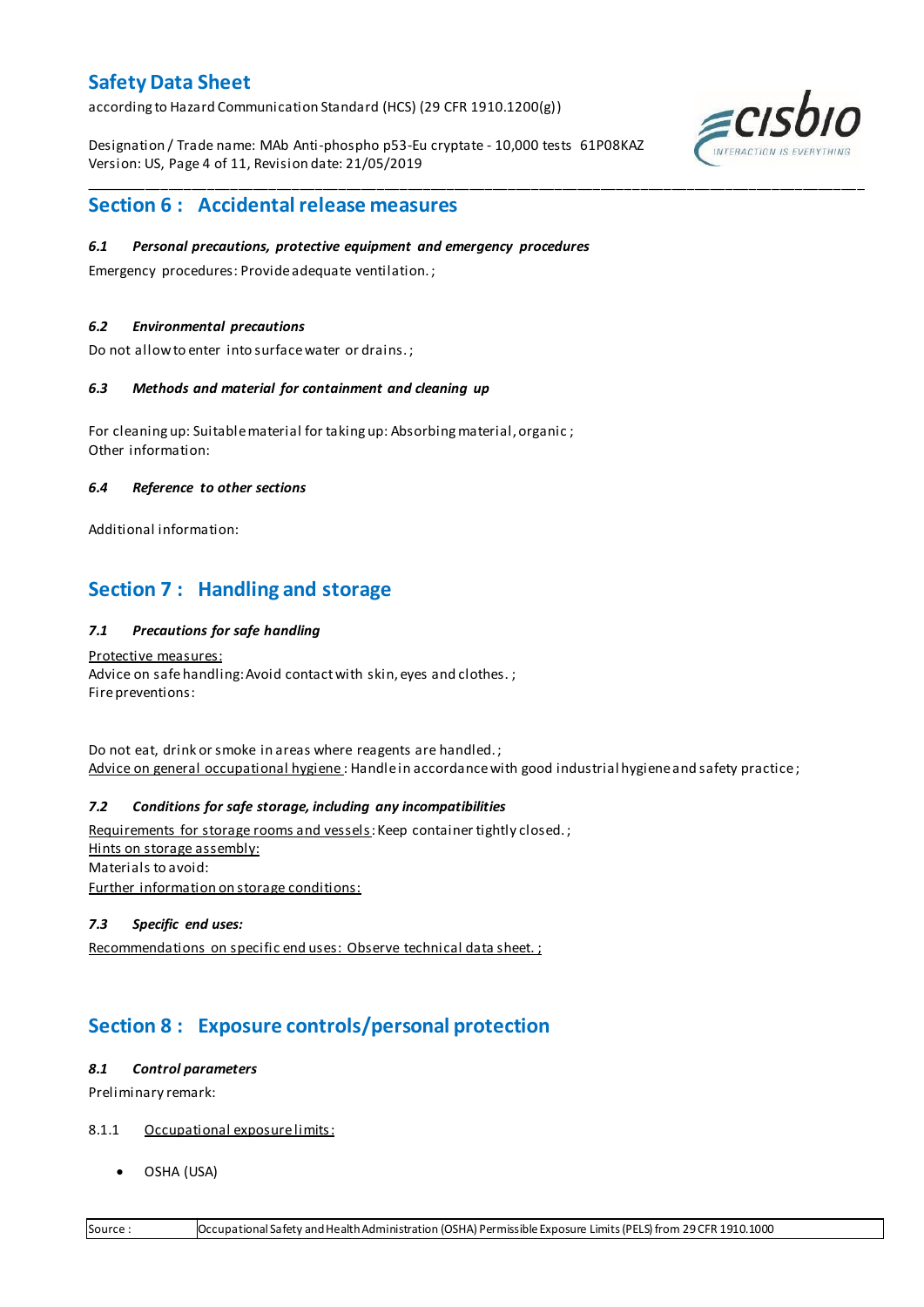## Section 6 : Accidental release measures

### *6.1 Personal precautions, protective equipment and emergency procedures*

Emergency procedures: Provide adequate ventilation. ;

### *6.2 Environmental precautions*

Do not allow to enter into surface water or drains. ;

### *6.3 Methods and material for containment and cleaning up*

For cleaning up: Suitable material for taking up: Absorbing material, organic ;
Other information:

### *6.4 Reference to other sections*

Additional information:

## Section 7 : Handling and storage

### *7.1 Precautions for safe handling*

Protective measures:
Advice on safe handling: Avoid contact with skin, eyes and clothes. ;
Fire preventions:

Do not eat, drink or smoke in areas where reagents are handled. ;
Advice on general occupational hygiene : Handle in accordance with good industrial hygiene and safety practice ;

### *7.2 Conditions for safe storage, including any incompatibilities*

Requirements for storage rooms and vessels: Keep container tightly closed. ;
Hints on storage assembly:
Materials to avoid:
Further information on storage conditions:

### *7.3 Specific end uses:*

Recommendations on specific end uses: Observe technical data sheet. ;

## Section 8 : Exposure controls/personal protection

### *8.1 Control parameters*

Preliminary remark:

8.1.1 Occupational exposure limits:

- OSHA (USA)

| Source : | Occupational Safety and Health Administration (OSHA) Permissible Exposure Limits (PELS) from 29 CFR 1910.1000 |
|---|---|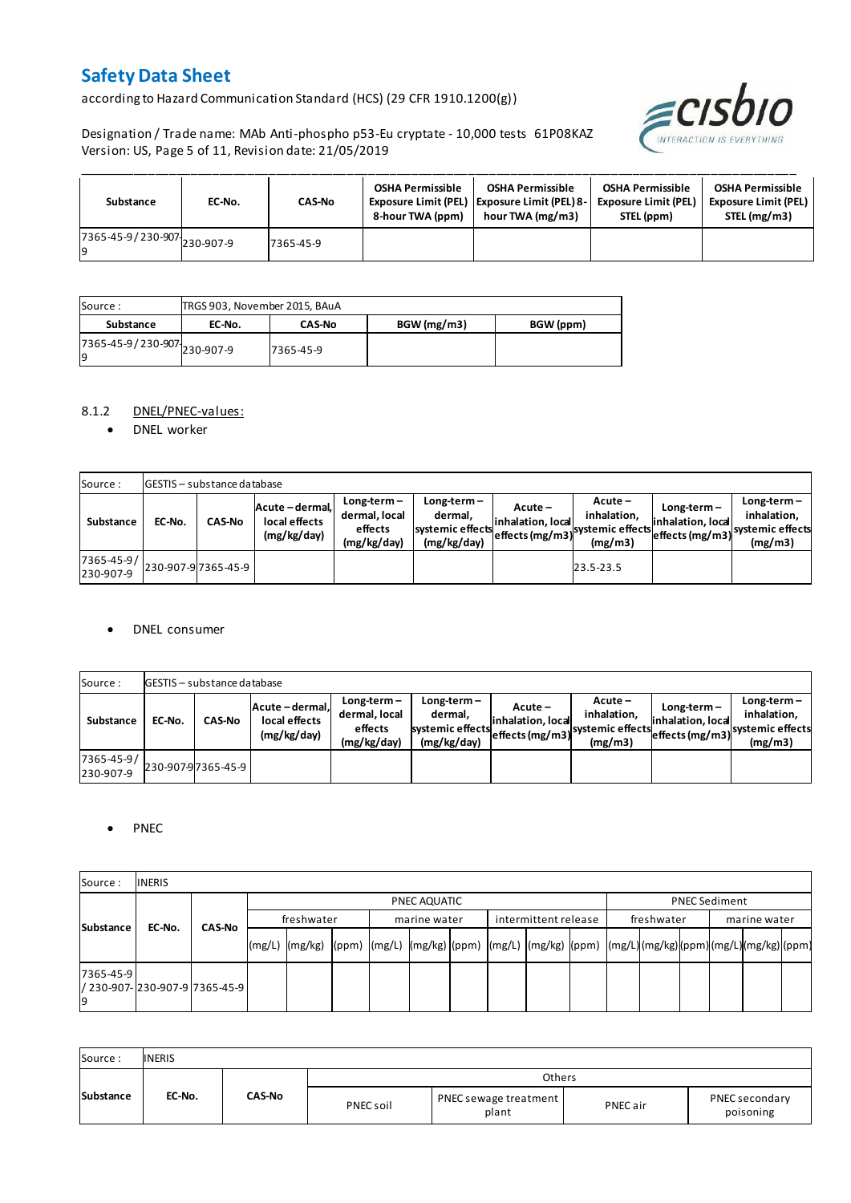| Substance | EC-No. | CAS-No | OSHA Permissible Exposure Limit (PEL) 8-hour TWA (ppm) | OSHA Permissible Exposure Limit (PEL) 8-hour TWA (mg/m3) | OSHA Permissible Exposure Limit (PEL) STEL (ppm) | OSHA Permissible Exposure Limit (PEL) STEL (mg/m3) |
|---|---|---|---|---|---|---|
| 7365-45-9 / 230-907-9 | 230-907-9 | 7365-45-9 | | | | |

| Source : | TRGS 903, November 2015, BAuA | | | |
|---|---|---|---|---|
| **Substance** | **EC-No.** | **CAS-No** | **BGW (mg/m3)** | **BGW (ppm)** |
| 7365-45-9 / 230-907-9 | 230-907-9 | 7365-45-9 | | |

8.1.2 DNEL/PNEC-values:

- DNEL worker

| Source : | GESTIS – substance database | | | | | | | | |
|---|---|---|---|---|---|---|---|---|---|
| **Substance** | **EC-No.** | **CAS-No** | **Acute – dermal, local effects (mg/kg/day)** | **Long-term – dermal, local effects (mg/kg/day)** | **Long-term – dermal, systemic effects (mg/kg/day)** | **Acute – inhalation, local effects (mg/m3)** | **Acute – inhalation, systemic effects (mg/m3)** | **Long-term – inhalation, local effects (mg/m3)** | **Long-term – inhalation, systemic effects (mg/m3)** |
| 7365-45-9 / 230-907-9 | 230-907-9 | 7365-45-9 | | | | | 23.5-23.5 | | |

- DNEL consumer

| Source : | GESTIS – substance database | | | | | | | | |
|---|---|---|---|---|---|---|---|---|---|
| **Substance** | **EC-No.** | **CAS-No** | **Acute – dermal, local effects (mg/kg/day)** | **Long-term – dermal, local effects (mg/kg/day)** | **Long-term – dermal, systemic effects (mg/kg/day)** | **Acute – inhalation, local effects (mg/m3)** | **Acute – inhalation, systemic effects (mg/m3)** | **Long-term – inhalation, local effects (mg/m3)** | **Long-term – inhalation, systemic effects (mg/m3)** |
| 7365-45-9 / 230-907-9 | 230-907-9 | 7365-45-9 | | | | | | | |

- PNEC

| Source : | INERIS | | | | | | | | | | | | | | | | | |
|---|---|---|---|---|---|---|---|---|---|---|---|---|---|---|---|---|---|---|
| **Substance** | **EC-No.** | **CAS-No** | PNEC AQUATIC | | | | | | | | | PNEC Sediment | | | | | |
| | | | freshwater | | | marine water | | | intermittent release | | | freshwater | | | marine water | | |
| | | | (mg/L) | (mg/kg) | (ppm) | (mg/L) | (mg/kg) | (ppm) | (mg/L) | (mg/kg) | (ppm) | (mg/L) | (mg/kg) | (ppm) | (mg/L) | (mg/kg) | (ppm) |
| 7365-45-9 / 230-907-9 | 230-907-9 | 7365-45-9 | | | | | | | | | | | | | | | |

| Source : | INERIS | | | | | |
|---|---|---|---|---|---|---|
| **Substance** | **EC-No.** | **CAS-No** | Others | | | |
| | | | PNEC soil | PNEC sewage treatment plant | PNEC air | PNEC secondary poisoning |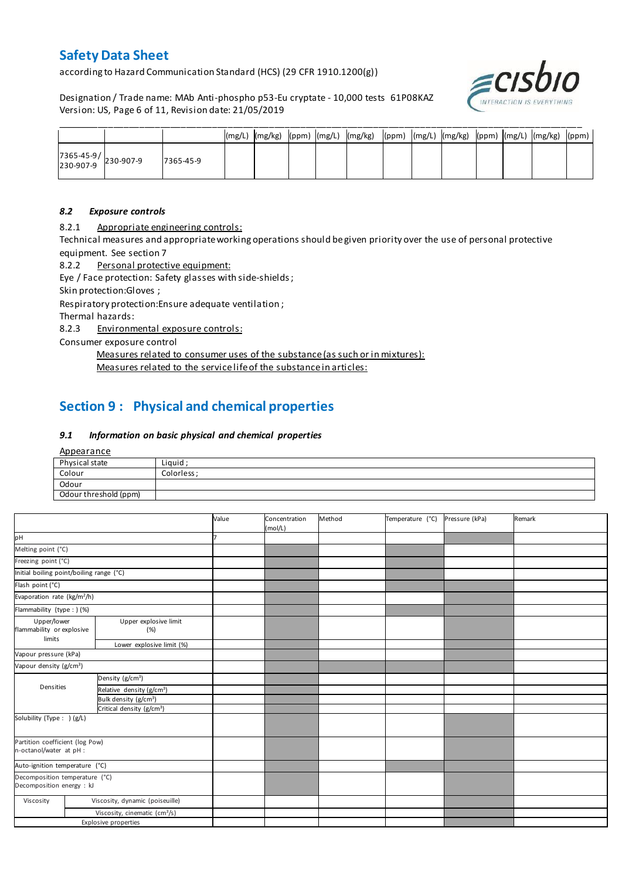| | | | (mg/L) | (mg/kg) | (ppm) | (mg/L) | (mg/kg) | (ppm) | (mg/L) | (mg/kg) | (ppm) | (mg/L) | (mg/kg) | (ppm) |
|---|---|---|---|---|---|---|---|---|---|---|---|---|---|---|
| 7365-45-9/ 230-907-9 | 230-907-9 | 7365-45-9 | | | | | | | | | | | | |

### *8.2 Exposure controls*

8.2.1 Appropriate engineering controls:

Technical measures and appropriate working operations should be given priority over the use of personal protective equipment. See section 7

8.2.2 Personal protective equipment:

Eye / Face protection: Safety glasses with side-shields ;

Skin protection:Gloves ;

Respiratory protection:Ensure adequate ventilation ;

Thermal hazards:

8.2.3 Environmental exposure controls:

Consumer exposure control

Measures related to consumer uses of the substance (as such or in mixtures):

Measures related to the service life of the substance in articles:

## Section 9 : Physical and chemical properties

### *9.1 Information on basic physical and chemical properties*

Appearance

| Physical state | Liquid ; |
|---|---|
| Colour | Colorless ; |
| Odour | |
| Odour threshold (ppm) | |

| | | Value | Concentration (mol/L) | Method | Temperature (°C) | Pressure (kPa) | Remark |
|---|---|---|---|---|---|---|---|
| pH | | 7 | | | | | |
| Melting point (°C) | | | | | | | |
| Freezing point (°C) | | | | | | | |
| Initial boiling point/boiling range (°C) | | | | | | | |
| Flash point (°C) | | | | | | | |
| Evaporation rate (kg/m²/h) | | | | | | | |
| Flammability (type : ) (%) | | | | | | | |
| Upper/lower flammability or explosive limits | Upper explosive limit (%) | | | | | | |
| | Lower explosive limit (%) | | | | | | |
| Vapour pressure (kPa) | | | | | | | |
| Vapour density (g/cm³) | | | | | | | |
| Densities | Density (g/cm³) | | | | | | |
| | Relative density (g/cm³) | | | | | | |
| | Bulk density (g/cm³) | | | | | | |
| | Critical density (g/cm³) | | | | | | |
| Solubility (Type : ) (g/L) | | | | | | | |
| Partition coefficient (log Pow) n-octanol/water at pH : | | | | | | | |
| Auto-ignition temperature (°C) | | | | | | | |
| Decomposition temperature (°C) Decomposition energy : kJ | | | | | | | |
| Viscosity | Viscosity, dynamic (poiseuille) | | | | | | |
| | Viscosity, cinematic (cm³/s) | | | | | | |
| Explosive properties | | | | | | | |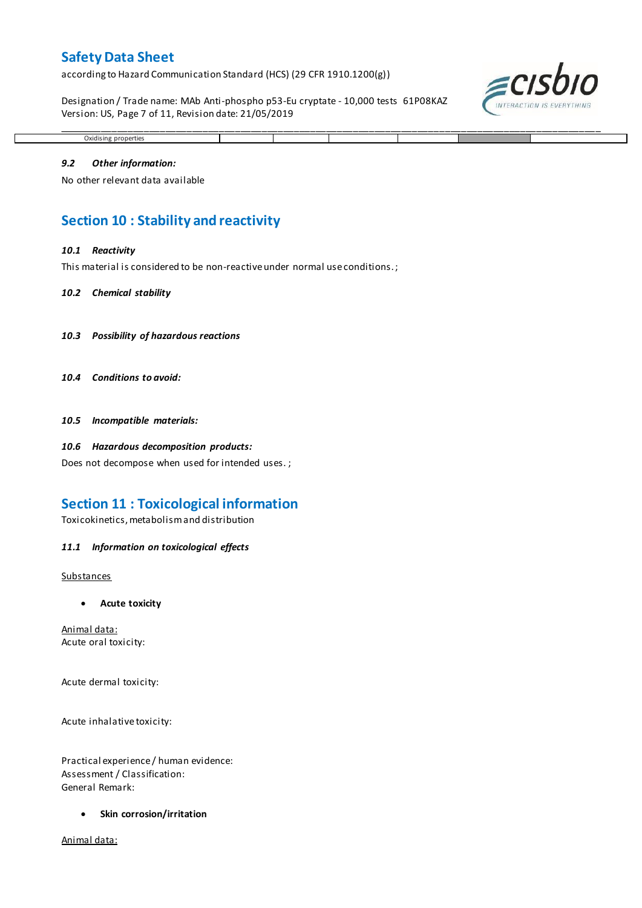| Oxidising properties | | | | | | |
|---|---|---|---|---|---|---|

### 9.2 *Other information:*

No other relevant data available

## Section 10 : Stability and reactivity

### 10.1 *Reactivity*

This material is considered to be non-reactive under normal use conditions. ;

### 10.2 *Chemical stability*

### 10.3 *Possibility of hazardous reactions*

### 10.4 *Conditions to avoid:*

### 10.5 *Incompatible materials:*

### 10.6 *Hazardous decomposition products:*

Does not decompose when used for intended uses. ;

## Section 11 : Toxicological information

Toxicokinetics, metabolism and distribution

### 11.1 *Information on toxicological effects*

Substances

- **Acute toxicity**

Animal data:
Acute oral toxicity:

Acute dermal toxicity:

Acute inhalative toxicity:

Practical experience / human evidence:
Assessment / Classification:
General Remark:

- **Skin corrosion/irritation**

Animal data: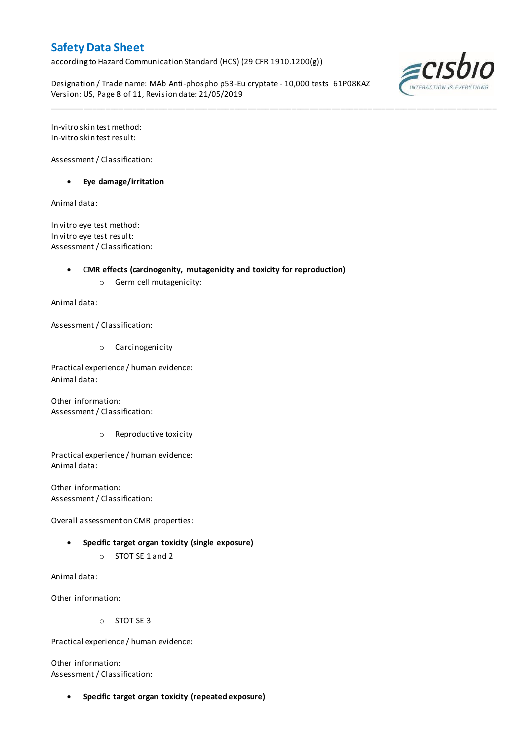In-vitro skin test method:
In-vitro skin test result:

Assessment / Classification:

- **Eye damage/irritation**

Animal data:

In vitro eye test method:
In vitro eye test result:
Assessment / Classification:

- **CMR effects (carcinogenity, mutagenicity and toxicity for reproduction)**
    - Germ cell mutagenicity:

Animal data:

Assessment / Classification:

- Carcinogenicity

Practical experience / human evidence:
Animal data:

Other information:
Assessment / Classification:

- Reproductive toxicity

Practical experience / human evidence:
Animal data:

Other information:
Assessment / Classification:

Overall assessment on CMR properties:

- **Specific target organ toxicity (single exposure)**
    - STOT SE 1 and 2

Animal data:

Other information:

- STOT SE 3

Practical experience / human evidence:

Other information:
Assessment / Classification:

- **Specific target organ toxicity (repeated exposure)**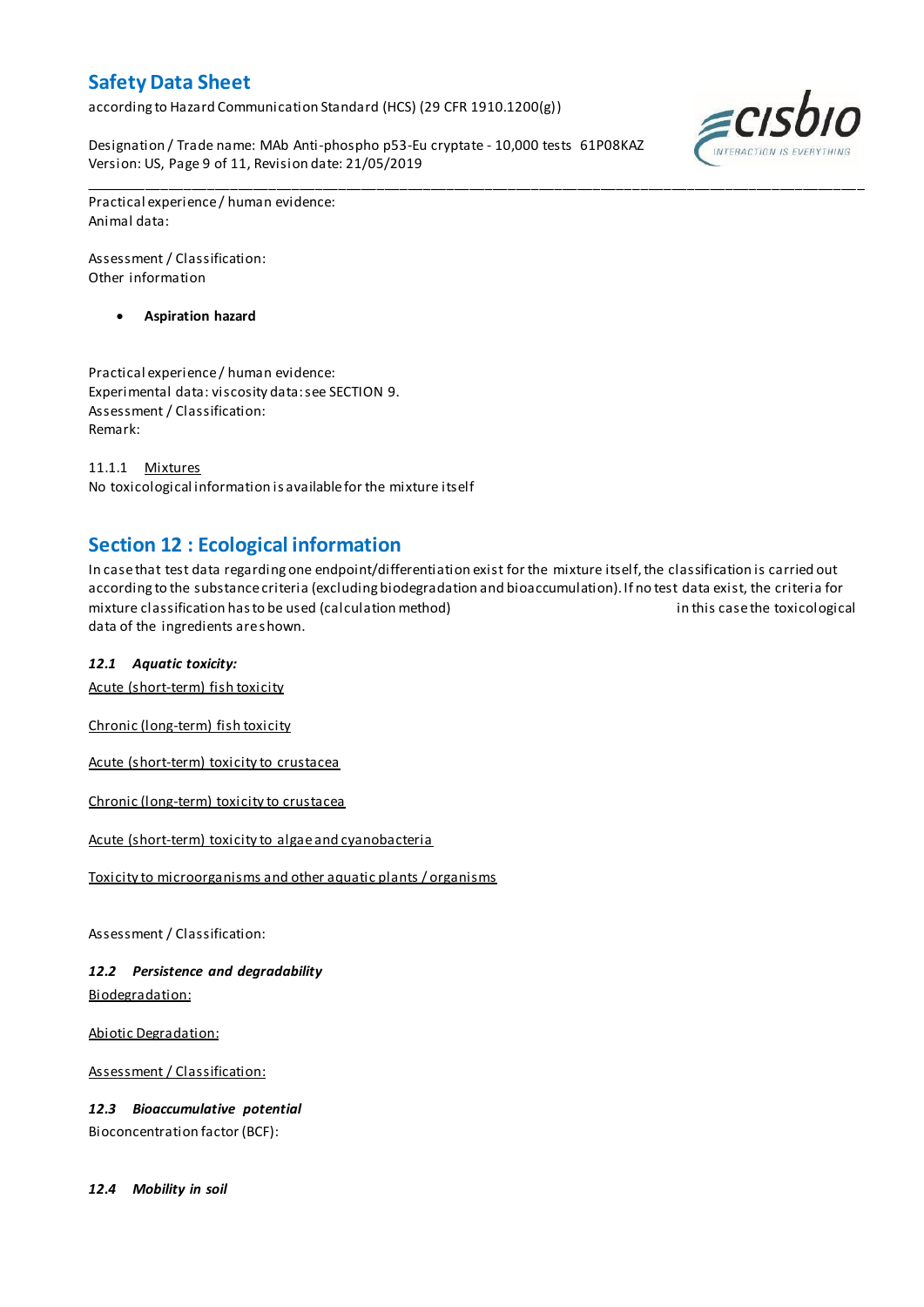Practical experience / human evidence:
Animal data:

Assessment / Classification:
Other information

- **Aspiration hazard**

Practical experience / human evidence:
Experimental data: viscosity data: see SECTION 9.
Assessment / Classification:
Remark:

11.1.1 Mixtures
No toxicological information is available for the mixture itself

## Section 12 : Ecological information

In case that test data regarding one endpoint/differentiation exist for the mixture itself, the classification is carried out according to the substance criteria (excluding biodegradation and bioaccumulation). If no test data exist, the criteria for mixture classification has to be used (calculation method) in this case the toxicological data of the ingredients are shown.

### *12.1 Aquatic toxicity:*

Acute (short-term) fish toxicity

Chronic (long-term) fish toxicity

Acute (short-term) toxicity to crustacea

Chronic (long-term) toxicity to crustacea

Acute (short-term) toxicity to algae and cyanobacteria

Toxicity to microorganisms and other aquatic plants / organisms

Assessment / Classification:

### *12.2 Persistence and degradability*

Biodegradation:

Abiotic Degradation:

Assessment / Classification:

### *12.3 Bioaccumulative potential*

Bioconcentration factor (BCF):

### *12.4 Mobility in soil*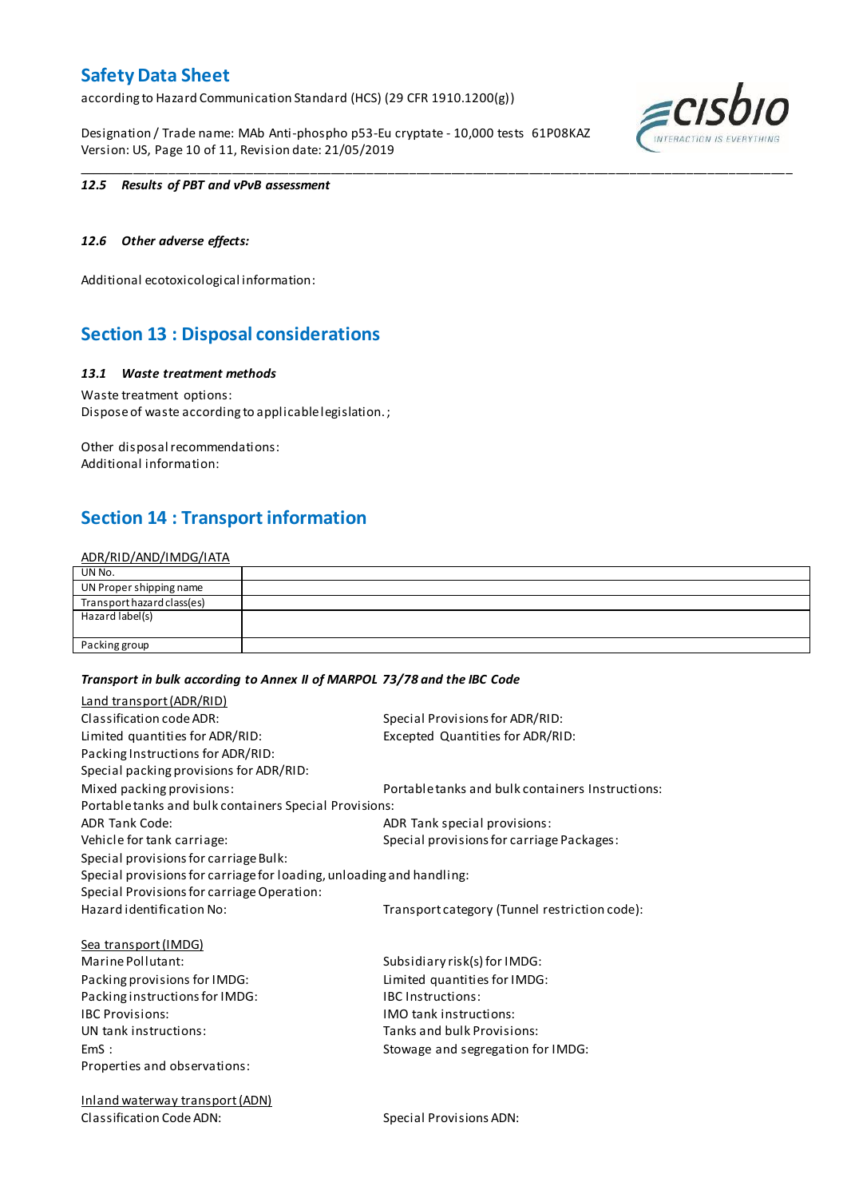### 12.5 Results of PBT and vPvB assessment

### 12.6 Other adverse effects:

Additional ecotoxicological information:

## Section 13 : Disposal considerations

### 13.1 Waste treatment methods

Waste treatment options:
Dispose of waste according to applicable legislation. ;

Other disposal recommendations:
Additional information:

## Section 14 : Transport information

ADR/RID/AND/IMDG/IATA

| | |
|---|---|
| UN No. | |
| UN Proper shipping name | |
| Transport hazard class(es) | |
| Hazard label(s) | |
| Packing group | |

**Transport in bulk according to Annex II of MARPOL 73/78 and the IBC Code**

Land transport (ADR/RID)

Classification code ADR:
Special Provisions for ADR/RID:
Limited quantities for ADR/RID:
Excepted Quantities for ADR/RID:
Packing Instructions for ADR/RID:
Special packing provisions for ADR/RID:
Mixed packing provisions:
Portable tanks and bulk containers Instructions:
Portable tanks and bulk containers Special Provisions:
ADR Tank Code:
ADR Tank special provisions:
Vehicle for tank carriage:
Special provisions for carriage Packages:
Special provisions for carriage Bulk:
Special provisions for carriage for loading, unloading and handling:
Special Provisions for carriage Operation:
Hazard identification No:
Transport category (Tunnel restriction code):

Sea transport (IMDG)

Marine Pollutant:
Subsidiary risk(s) for IMDG:
Packing provisions for IMDG:
Limited quantities for IMDG:
Packing instructions for IMDG:
IBC Instructions:
IBC Provisions:
IMO tank instructions:
UN tank instructions:
Tanks and bulk Provisions:
EmS :
Stowage and segregation for IMDG:
Properties and observations:

Inland waterway transport (ADN)

Classification Code ADN:
Special Provisions ADN: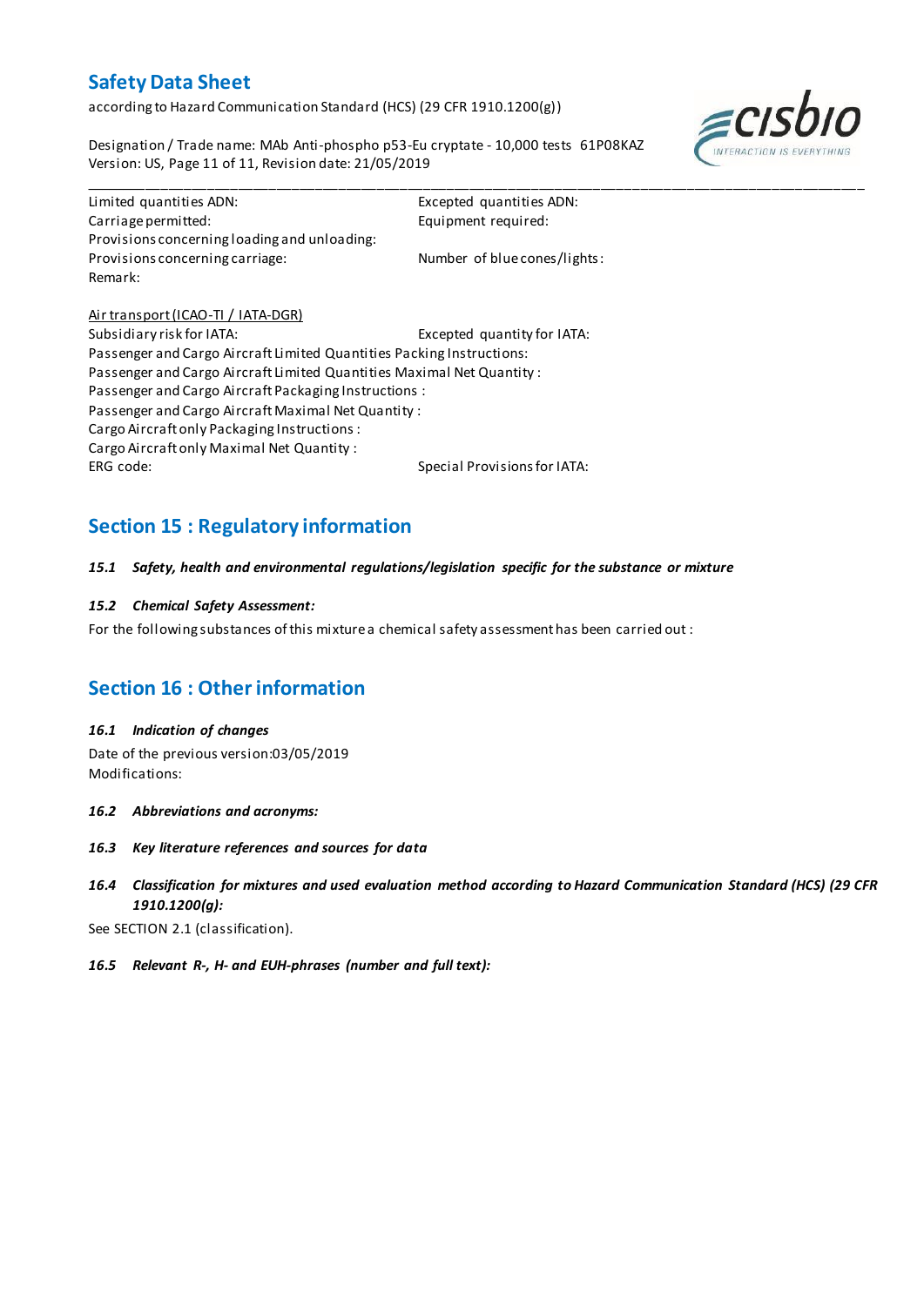Limited quantities ADN: Excepted quantities ADN:
Carriage permitted: Equipment required:
Provisions concerning loading and unloading:
Provisions concerning carriage: Number of blue cones/lights:
Remark:

Air transport (ICAO-TI / IATA-DGR)
Subsidiary risk for IATA: Excepted quantity for IATA:
Passenger and Cargo Aircraft Limited Quantities Packing Instructions:
Passenger and Cargo Aircraft Limited Quantities Maximal Net Quantity :
Passenger and Cargo Aircraft Packaging Instructions :
Passenger and Cargo Aircraft Maximal Net Quantity :
Cargo Aircraft only Packaging Instructions :
Cargo Aircraft only Maximal Net Quantity :
ERG code: Special Provisions for IATA:

## Section 15 : Regulatory information

### *15.1 Safety, health and environmental regulations/legislation specific for the substance or mixture*

### *15.2 Chemical Safety Assessment:*

For the following substances of this mixture a chemical safety assessment has been carried out :

## Section 16 : Other information

### *16.1 Indication of changes*

Date of the previous version:03/05/2019
Modifications:

### *16.2 Abbreviations and acronyms:*

### *16.3 Key literature references and sources for data*

### *16.4 Classification for mixtures and used evaluation method according to Hazard Communication Standard (HCS) (29 CFR 1910.1200(g):*

See SECTION 2.1 (classification).

### *16.5 Relevant R-, H- and EUH-phrases (number and full text):*